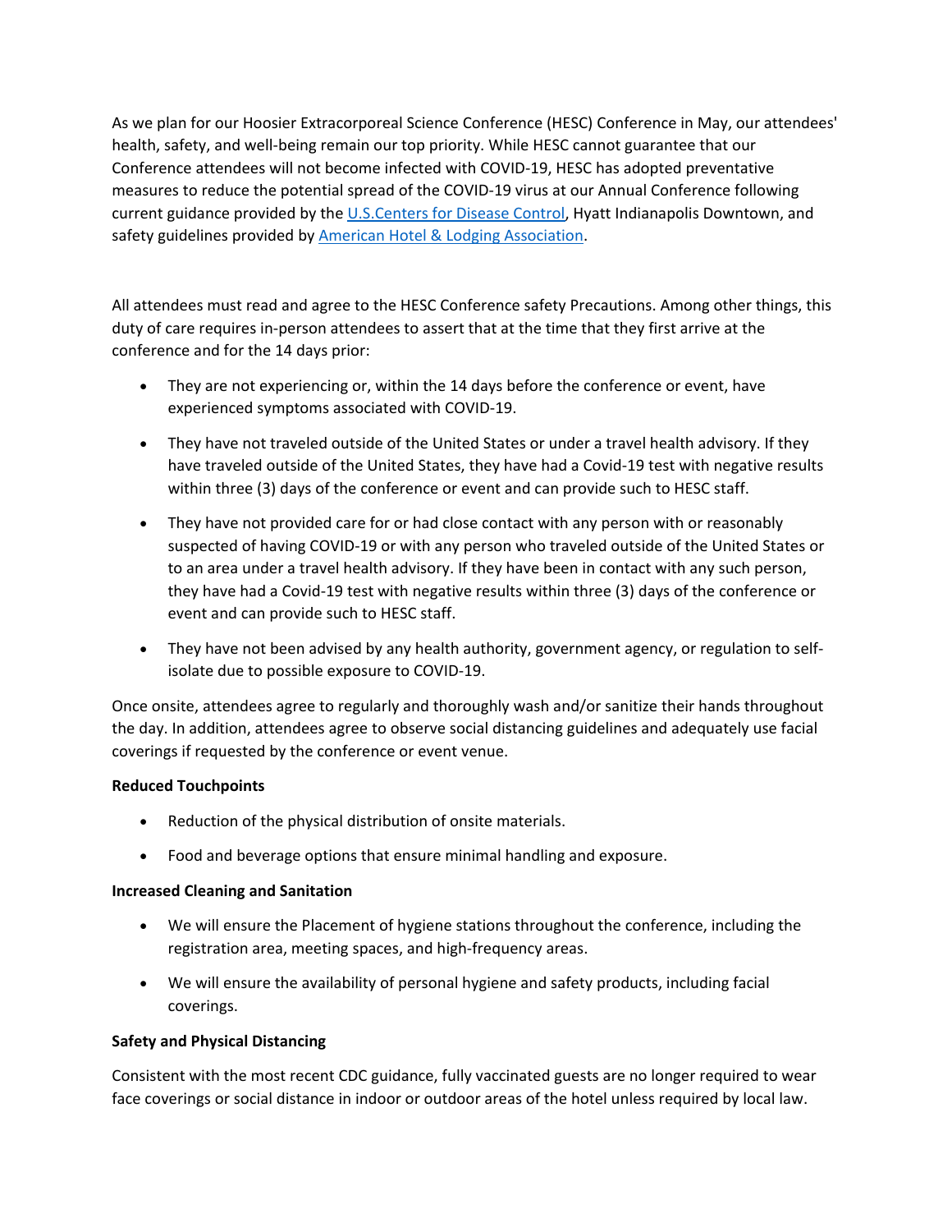As we plan for our Hoosier Extracorporeal Science Conference (HESC) Conference in May, our attendees' health, safety, and well-being remain our top priority. While HESC cannot guarantee that our Conference attendees will not become infected with COVID-19, HESC has adopted preventative measures to reduce the potential spread of the COVID-19 virus at our Annual Conference following current guidance provided by the [U.S.Centers for Disease Control](), Hyatt Indianapolis Downtown, and safety guidelines provided by [American Hotel & Lodging Association]().

All attendees must read and agree to the HESC Conference safety Precautions. Among other things, this duty of care requires in-person attendees to assert that at the time that they first arrive at the conference and for the 14 days prior:

- They are not experiencing or, within the 14 days before the conference or event, have experienced symptoms associated with COVID-19.
- They have not traveled outside of the United States or under a travel health advisory. If they have traveled outside of the United States, they have had a Covid-19 test with negative results within three (3) days of the conference or event and can provide such to HESC staff.
- They have not provided care for or had close contact with any person with or reasonably suspected of having COVID-19 or with any person who traveled outside of the United States or to an area under a travel health advisory. If they have been in contact with any such person, they have had a Covid-19 test with negative results within three (3) days of the conference or event and can provide such to HESC staff.
- They have not been advised by any health authority, government agency, or regulation to self-isolate due to possible exposure to COVID-19.

Once onsite, attendees agree to regularly and thoroughly wash and/or sanitize their hands throughout the day. In addition, attendees agree to observe social distancing guidelines and adequately use facial coverings if requested by the conference or event venue.

**Reduced Touchpoints**

- Reduction of the physical distribution of onsite materials.
- Food and beverage options that ensure minimal handling and exposure.

**Increased Cleaning and Sanitation**

- We will ensure the Placement of hygiene stations throughout the conference, including the registration area, meeting spaces, and high-frequency areas.
- We will ensure the availability of personal hygiene and safety products, including facial coverings.

**Safety and Physical Distancing**

Consistent with the most recent CDC guidance, fully vaccinated guests are no longer required to wear face coverings or social distance in indoor or outdoor areas of the hotel unless required by local law.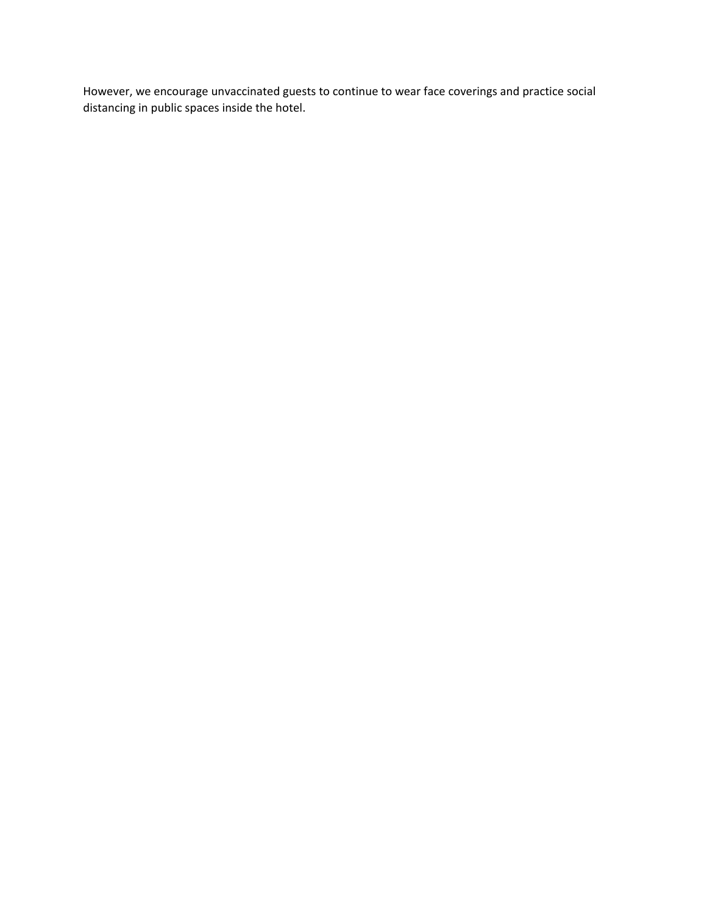However, we encourage unvaccinated guests to continue to wear face coverings and practice social distancing in public spaces inside the hotel.